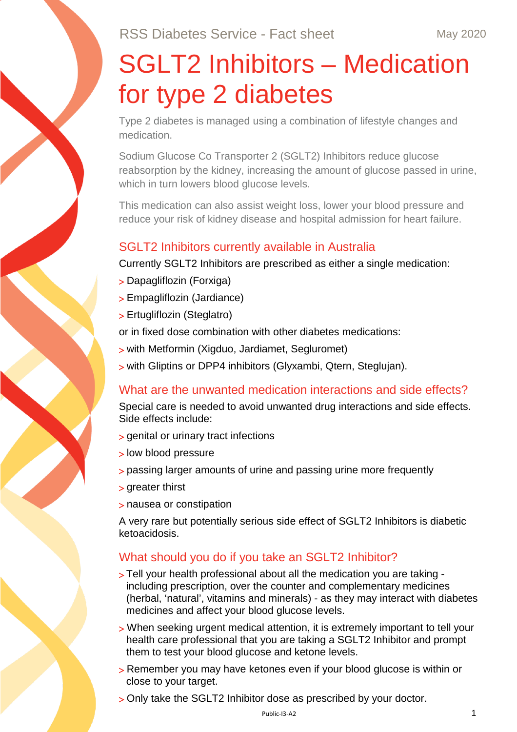RSS Diabetes Service - Fact sheet

May 2020

# SGLT2 Inhibitors – Medication for type 2 diabetes

Type 2 diabetes is managed using a combination of lifestyle changes and medication.

Sodium Glucose Co Transporter 2 (SGLT2) Inhibitors reduce glucose reabsorption by the kidney, increasing the amount of glucose passed in urine, which in turn lowers blood glucose levels.

This medication can also assist weight loss, lower your blood pressure and reduce your risk of kidney disease and hospital admission for heart failure.

## SGLT2 Inhibitors currently available in Australia

Currently SGLT2 Inhibitors are prescribed as either a single medication:

- Dapagliflozin (Forxiga)
- Empagliflozin (Jardiance)
- Ertugliflozin (Steglatro)

or in fixed dose combination with other diabetes medications:

- with Metformin (Xigduo, Jardiamet, Segluromet)
- with Gliptins or DPP4 inhibitors (Glyxambi, Qtern, Steglujan).

## What are the unwanted medication interactions and side effects?

Special care is needed to avoid unwanted drug interactions and side effects. Side effects include:

- genital or urinary tract infections
- low blood pressure
- passing larger amounts of urine and passing urine more frequently
- greater thirst
- nausea or constipation

A very rare but potentially serious side effect of SGLT2 Inhibitors is diabetic ketoacidosis.

## What should you do if you take an SGLT2 Inhibitor?

- Tell your health professional about all the medication you are taking - including prescription, over the counter and complementary medicines (herbal, 'natural', vitamins and minerals) - as they may interact with diabetes medicines and affect your blood glucose levels.
- When seeking urgent medical attention, it is extremely important to tell your health care professional that you are taking a SGLT2 Inhibitor and prompt them to test your blood glucose and ketone levels.
- Remember you may have ketones even if your blood glucose is within or close to your target.
- Only take the SGLT2 Inhibitor dose as prescribed by your doctor.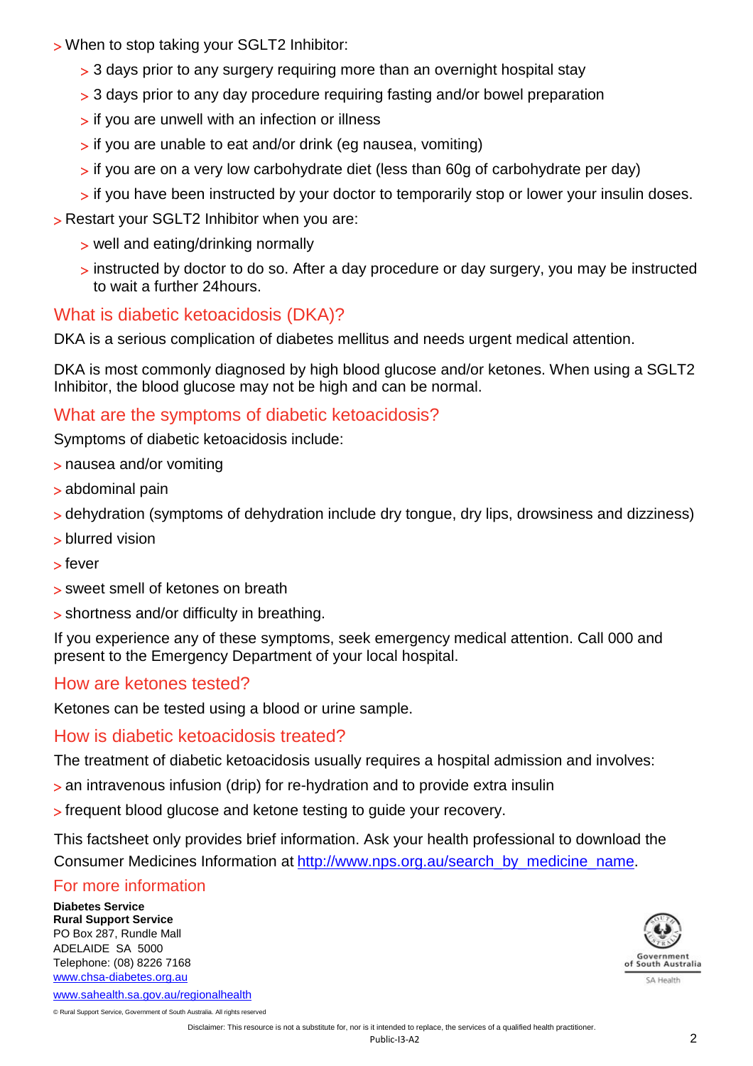- When to stop taking your SGLT2 Inhibitor:
  - 3 days prior to any surgery requiring more than an overnight hospital stay
  - 3 days prior to any day procedure requiring fasting and/or bowel preparation
  - if you are unwell with an infection or illness
  - if you are unable to eat and/or drink (eg nausea, vomiting)
  - if you are on a very low carbohydrate diet (less than 60g of carbohydrate per day)
  - if you have been instructed by your doctor to temporarily stop or lower your insulin doses.
- Restart your SGLT2 Inhibitor when you are:
  - well and eating/drinking normally
  - instructed by doctor to do so. After a day procedure or day surgery, you may be instructed to wait a further 24hours.

## What is diabetic ketoacidosis (DKA)?

DKA is a serious complication of diabetes mellitus and needs urgent medical attention.

DKA is most commonly diagnosed by high blood glucose and/or ketones. When using a SGLT2 Inhibitor, the blood glucose may not be high and can be normal.

## What are the symptoms of diabetic ketoacidosis?

Symptoms of diabetic ketoacidosis include:

- nausea and/or vomiting
- abdominal pain
- dehydration (symptoms of dehydration include dry tongue, dry lips, drowsiness and dizziness)
- blurred vision
- fever
- sweet smell of ketones on breath
- shortness and/or difficulty in breathing.

If you experience any of these symptoms, seek emergency medical attention. Call 000 and present to the Emergency Department of your local hospital.

## How are ketones tested?

Ketones can be tested using a blood or urine sample.

## How is diabetic ketoacidosis treated?

The treatment of diabetic ketoacidosis usually requires a hospital admission and involves:

- an intravenous infusion (drip) for re-hydration and to provide extra insulin
- frequent blood glucose and ketone testing to guide your recovery.

This factsheet only provides brief information. Ask your health professional to download the Consumer Medicines Information at http://www.nps.org.au/search_by_medicine_name.

## For more information

**Diabetes Service**
**Rural Support Service**
PO Box 287, Rundle Mall
ADELAIDE SA 5000
Telephone: (08) 8226 7168
www.chsa-diabetes.org.au

www.sahealth.sa.gov.au/regionalhealth

Government of South Australia
SA Health

© Rural Support Service, Government of South Australia. All rights reserved

Disclaimer: This resource is not a substitute for, nor is it intended to replace, the services of a qualified health practitioner.

Public-I3-A2